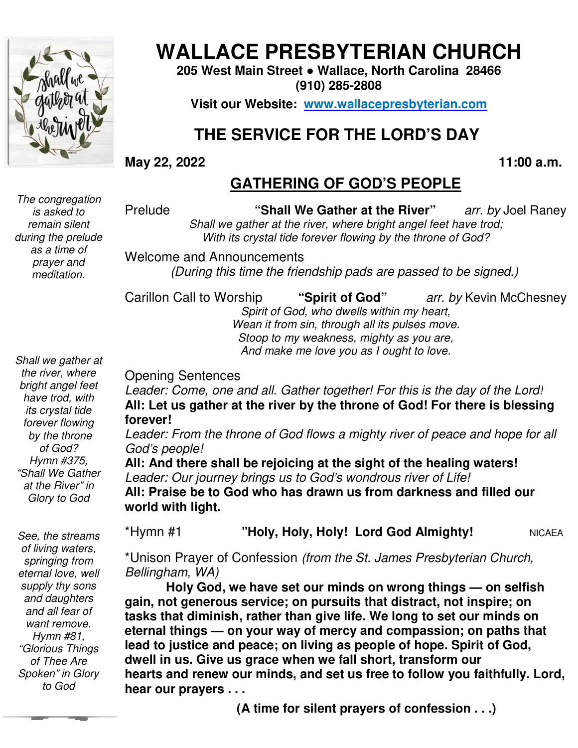# WALLACE PRESBYTERIAN CHURCH

**205 West Main Street • Wallace, North Carolina 28466**
**(910) 285-2808**

**Visit our Website: [www.wallacepresbyterian.com](http://www.wallacepresbyterian.com)**

## THE SERVICE FOR THE LORD'S DAY

**May 22, 2022** **11:00 a.m.**

## GATHERING OF GOD'S PEOPLE

*The congregation is asked to remain silent during the prelude as a time of prayer and meditation.*

Prelude **"Shall We Gather at the River"** *arr. by* Joel Raney

*Shall we gather at the river, where bright angel feet have trod;*
*With its crystal tide forever flowing by the throne of God?*

Welcome and Announcements

*(During this time the friendship pads are passed to be signed.)*

Carillon Call to Worship **"Spirit of God"** *arr. by* Kevin McChesney

*Spirit of God, who dwells within my heart,*
*Wean it from sin, through all its pulses move.*
*Stoop to my weakness, mighty as you are,*
*And make me love you as I ought to love.*

*Shall we gather at the river, where bright angel feet have trod, with its crystal tide forever flowing by the throne of God? Hymn #375, "Shall We Gather at the River" in Glory to God*

Opening Sentences

*Leader: Come, one and all. Gather together! For this is the day of the Lord!*
**All: Let us gather at the river by the throne of God! For there is blessing forever!**
*Leader: From the throne of God flows a mighty river of peace and hope for all God's people!*
**All: And there shall be rejoicing at the sight of the healing waters!**
*Leader: Our journey brings us to God's wondrous river of Life!*
**All: Praise be to God who has drawn us from darkness and filled our world with light.**

*See, the streams of living waters, springing from eternal love, well supply thy sons and daughters and all fear of want remove. Hymn #81, "Glorious Things of Thee Are Spoken" in Glory to God*

*Hymn #1 **"Holy, Holy, Holy! Lord God Almighty!** NICAEA

*Unison Prayer of Confession *(from the St. James Presbyterian Church, Bellingham, WA)*

**Holy God, we have set our minds on wrong things — on selfish gain, not generous service; on pursuits that distract, not inspire; on tasks that diminish, rather than give life. We long to set our minds on eternal things — on your way of mercy and compassion; on paths that lead to justice and peace; on living as people of hope. Spirit of God, dwell in us. Give us grace when we fall short, transform our hearts and renew our minds, and set us free to follow you faithfully. Lord, hear our prayers . . .**

**(A time for silent prayers of confession . . .)**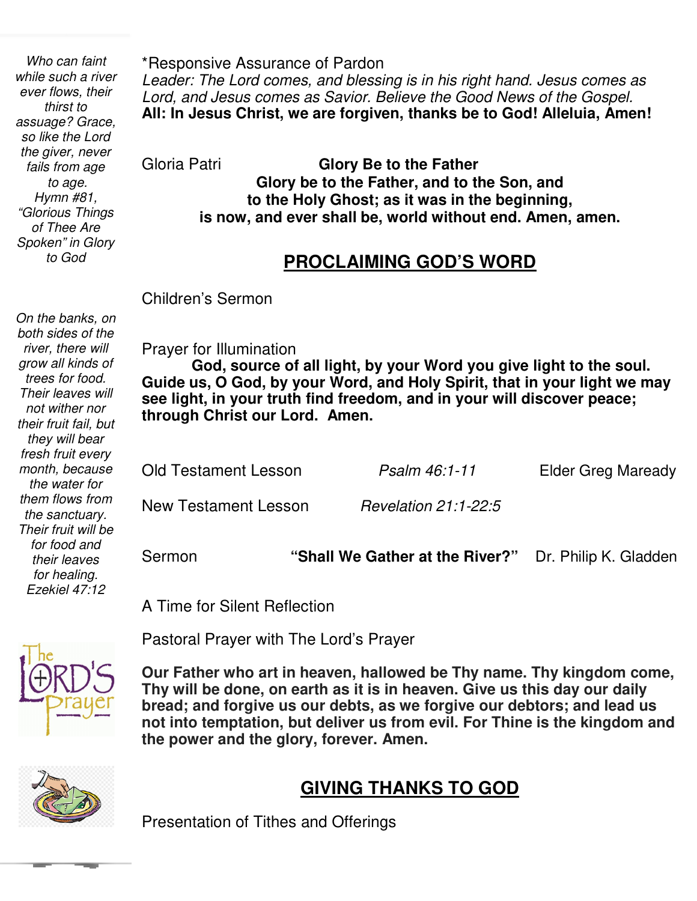*Who can faint while such a river ever flows, their thirst to assuage? Grace, so like the Lord the giver, never fails from age to age.*
*Hymn #81, "Glorious Things of Thee Are Spoken" in Glory to God*

*Responsive Assurance of Pardon
*Leader: The Lord comes, and blessing is in his right hand. Jesus comes as Lord, and Jesus comes as Savior. Believe the Good News of the Gospel.*
**All: In Jesus Christ, we are forgiven, thanks be to God! Alleluia, Amen!**

Gloria Patri **Glory Be to the Father**

**Glory be to the Father, and to the Son, and
to the Holy Ghost; as it was in the beginning,
is now, and ever shall be, world without end. Amen, amen.**

## PROCLAIMING GOD'S WORD

*On the banks, on both sides of the river, there will grow all kinds of trees for food. Their leaves will not wither nor their fruit fail, but they will bear fresh fruit every month, because the water for them flows from the sanctuary. Their fruit will be for food and their leaves for healing.*
*Ezekiel 47:12*

Children's Sermon

Prayer for Illumination
**God, source of all light, by your Word you give light to the soul. Guide us, O God, by your Word, and Holy Spirit, that in your light we may see light, in your truth find freedom, and in your will discover peace; through Christ our Lord. Amen.**

Old Testament Lesson *Psalm 46:1-11* Elder Greg Maready

New Testament Lesson *Revelation 21:1-22:5*

Sermon **"Shall We Gather at the River?"** Dr. Philip K. Gladden

A Time for Silent Reflection

Pastoral Prayer with The Lord's Prayer

**Our Father who art in heaven, hallowed be Thy name. Thy kingdom come, Thy will be done, on earth as it is in heaven. Give us this day our daily bread; and forgive us our debts, as we forgive our debtors; and lead us not into temptation, but deliver us from evil. For Thine is the kingdom and the power and the glory, forever. Amen.**

## GIVING THANKS TO GOD

Presentation of Tithes and Offerings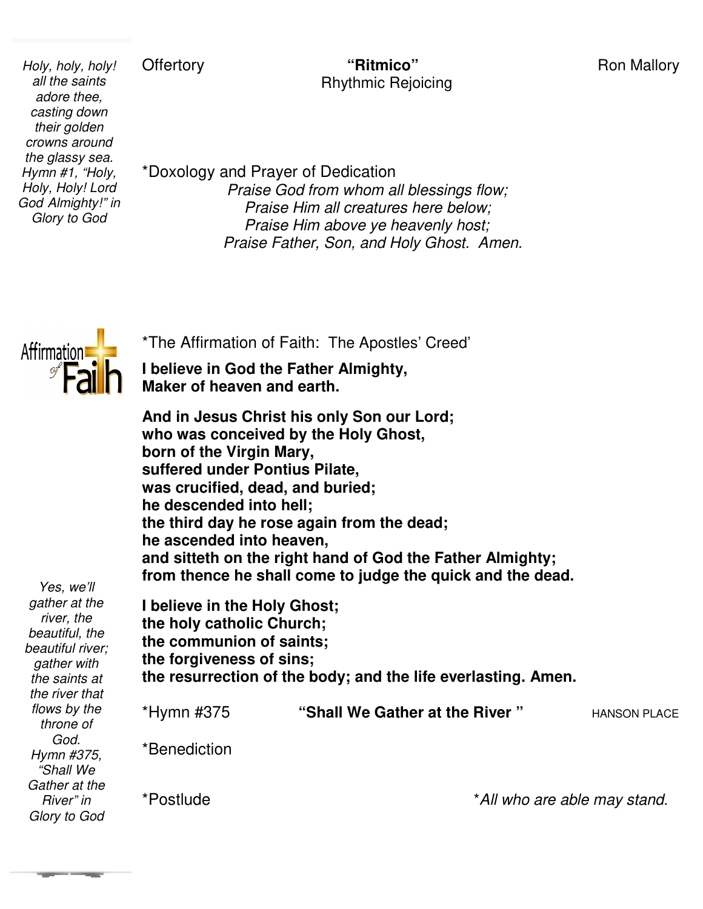*Holy, holy, holy! all the saints adore thee, casting down their golden crowns around the glassy sea. Hymn #1, "Holy, Holy, Holy! Lord God Almighty!" in Glory to God*

Offertory — **"Ritmico"** Rhythmic Rejoicing — Ron Mallory

*Doxology and Prayer of Dedication

*Praise God from whom all blessings flow;*
*Praise Him all creatures here below;*
*Praise Him above ye heavenly host;*
*Praise Father, Son, and Holy Ghost. Amen.*

Affirmation of Faith

*The Affirmation of Faith: The Apostles' Creed'

**I believe in God the Father Almighty,**
**Maker of heaven and earth.**

**And in Jesus Christ his only Son our Lord;**
**who was conceived by the Holy Ghost,**
**born of the Virgin Mary,**
**suffered under Pontius Pilate,**
**was crucified, dead, and buried;**
**he descended into hell;**
**the third day he rose again from the dead;**
**he ascended into heaven,**
**and sitteth on the right hand of God the Father Almighty;**
**from thence he shall come to judge the quick and the dead.**

**I believe in the Holy Ghost;**
**the holy catholic Church;**
**the communion of saints;**
**the forgiveness of sins;**
**the resurrection of the body; and the life everlasting. Amen.**

*Yes, we'll gather at the river, the beautiful, the beautiful river; gather with the saints at the river that flows by the throne of God. Hymn #375, "Shall We Gather at the River" in Glory to God*

*Hymn #375 — **"Shall We Gather at the River "** — HANSON PLACE

*Benediction

*Postlude

*\*All who are able may stand.*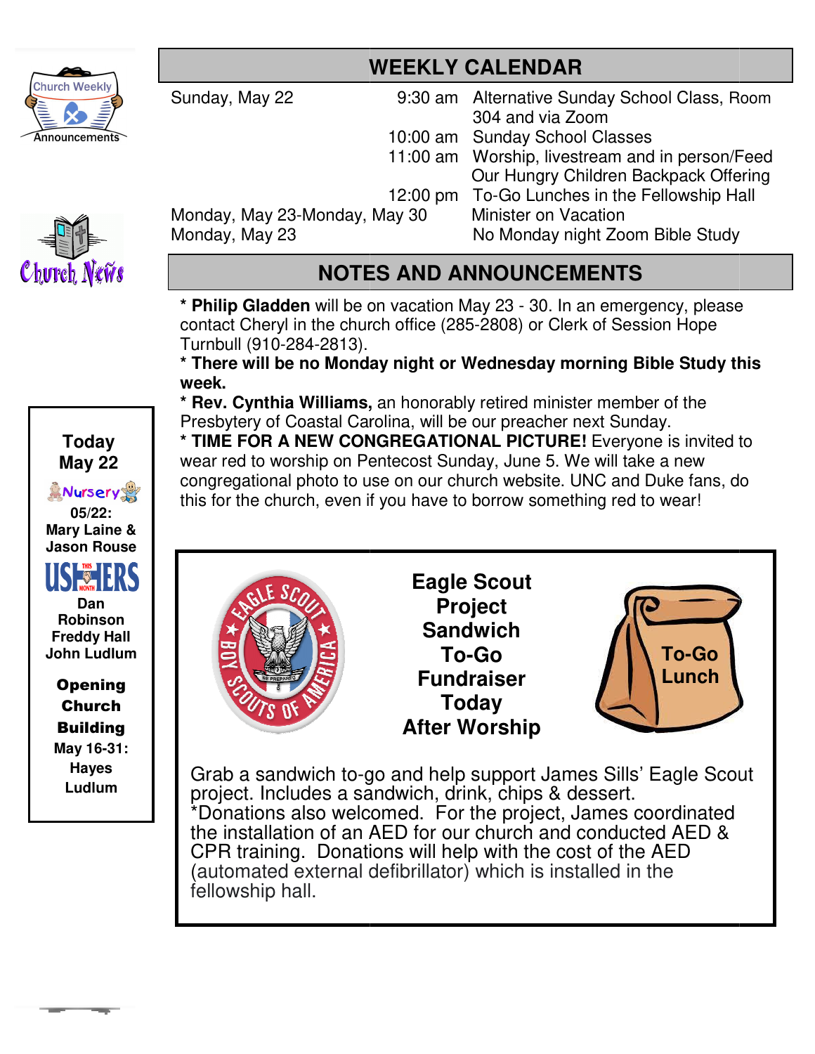## WEEKLY CALENDAR

| | | |
|---|---|---|
| Sunday, May 22 | 9:30 am | Alternative Sunday School Class, Room 304 and via Zoom |
| | 10:00 am | Sunday School Classes |
| | 11:00 am | Worship, livestream and in person/Feed Our Hungry Children Backpack Offering |
| | 12:00 pm | To-Go Lunches in the Fellowship Hall |
| Monday, May 23-Monday, May 30 | | Minister on Vacation |
| Monday, May 23 | | No Monday night Zoom Bible Study |

## NOTES AND ANNOUNCEMENTS

* **Philip Gladden** will be on vacation May 23 - 30. In an emergency, please contact Cheryl in the church office (285-2808) or Clerk of Session Hope Turnbull (910-284-2813).

* **There will be no Monday night or Wednesday morning Bible Study this week.**

* **Rev. Cynthia Williams,** an honorably retired minister member of the Presbytery of Coastal Carolina, will be our preacher next Sunday.

* **TIME FOR A NEW CONGREGATIONAL PICTURE!** Everyone is invited to wear red to worship on Pentecost Sunday, June 5. We will take a new congregational photo to use on our church website. UNC and Duke fans, do this for the church, even if you have to borrow something red to wear!

**Today May 22**

**Nursery**
**05/22:**
**Mary Laine & Jason Rouse**

**USHERS**
**Dan Robinson**
**Freddy Hall**
**John Ludlum**

**Opening Church Building**
**May 16-31:**
**Hayes Ludlum**

**Eagle Scout Project Sandwich To-Go Fundraiser Today After Worship**

To-Go Lunch

Grab a sandwich to-go and help support James Sills' Eagle Scout project. Includes a sandwich, drink, chips & dessert.
*Donations also welcomed. For the project, James coordinated the installation of an AED for our church and conducted AED & CPR training. Donations will help with the cost of the AED (automated external defibrillator) which is installed in the fellowship hall.